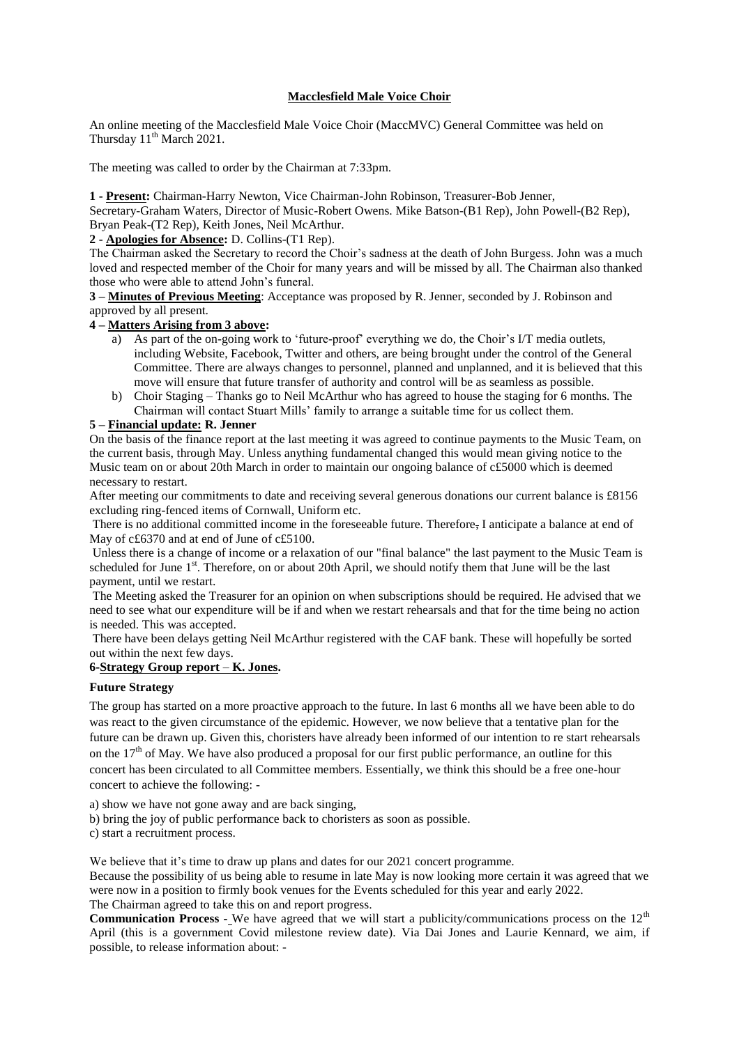# Macclesfield Male Voice Choir

An online meeting of the Macclesfield Male Voice Choir (MaccMVC) General Committee was held on Thursday 11th March 2021.

The meeting was called to order by the Chairman at 7:33pm.

**1 - Present:** Chairman-Harry Newton, Vice Chairman-John Robinson, Treasurer-Bob Jenner, Secretary-Graham Waters, Director of Music-Robert Owens. Mike Batson-(B1 Rep), John Powell-(B2 Rep), Bryan Peak-(T2 Rep), Keith Jones, Neil McArthur.

**2 - Apologies for Absence:** D. Collins-(T1 Rep).

The Chairman asked the Secretary to record the Choir's sadness at the death of John Burgess. John was a much loved and respected member of the Choir for many years and will be missed by all. The Chairman also thanked those who were able to attend John's funeral.

**3 – Minutes of Previous Meeting**: Acceptance was proposed by R. Jenner, seconded by J. Robinson and approved by all present.

**4 – Matters Arising from 3 above:**

a) As part of the on-going work to 'future-proof' everything we do, the Choir's I/T media outlets, including Website, Facebook, Twitter and others, are being brought under the control of the General Committee. There are always changes to personnel, planned and unplanned, and it is believed that this move will ensure that future transfer of authority and control will be as seamless as possible.

b) Choir Staging – Thanks go to Neil McArthur who has agreed to house the staging for 6 months. The Chairman will contact Stuart Mills' family to arrange a suitable time for us collect them.

**5 – Financial update: R. Jenner**

On the basis of the finance report at the last meeting it was agreed to continue payments to the Music Team, on the current basis, through May. Unless anything fundamental changed this would mean giving notice to the Music team on or about 20th March in order to maintain our ongoing balance of c£5000 which is deemed necessary to restart.

After meeting our commitments to date and receiving several generous donations our current balance is £8156 excluding ring-fenced items of Cornwall, Uniform etc.

There is no additional committed income in the foreseeable future. Therefore, I anticipate a balance at end of May of c£6370 and at end of June of c£5100.

Unless there is a change of income or a relaxation of our "final balance" the last payment to the Music Team is scheduled for June 1st. Therefore, on or about 20th April, we should notify them that June will be the last payment, until we restart.

The Meeting asked the Treasurer for an opinion on when subscriptions should be required. He advised that we need to see what our expenditure will be if and when we restart rehearsals and that for the time being no action is needed. This was accepted.

There have been delays getting Neil McArthur registered with the CAF bank. These will hopefully be sorted out within the next few days.

**6-Strategy Group report – K. Jones.**

**Future Strategy**

The group has started on a more proactive approach to the future. In last 6 months all we have been able to do was react to the given circumstance of the epidemic. However, we now believe that a tentative plan for the future can be drawn up. Given this, choristers have already been informed of our intention to re start rehearsals on the 17th of May. We have also produced a proposal for our first public performance, an outline for this concert has been circulated to all Committee members. Essentially, we think this should be a free one-hour concert to achieve the following: -

a) show we have not gone away and are back singing,
b) bring the joy of public performance back to choristers as soon as possible.
c) start a recruitment process.

We believe that it's time to draw up plans and dates for our 2021 concert programme.

Because the possibility of us being able to resume in late May is now looking more certain it was agreed that we were now in a position to firmly book venues for the Events scheduled for this year and early 2022.

The Chairman agreed to take this on and report progress.

**Communication Process** - We have agreed that we will start a publicity/communications process on the 12th April (this is a government Covid milestone review date). Via Dai Jones and Laurie Kennard, we aim, if possible, to release information about: -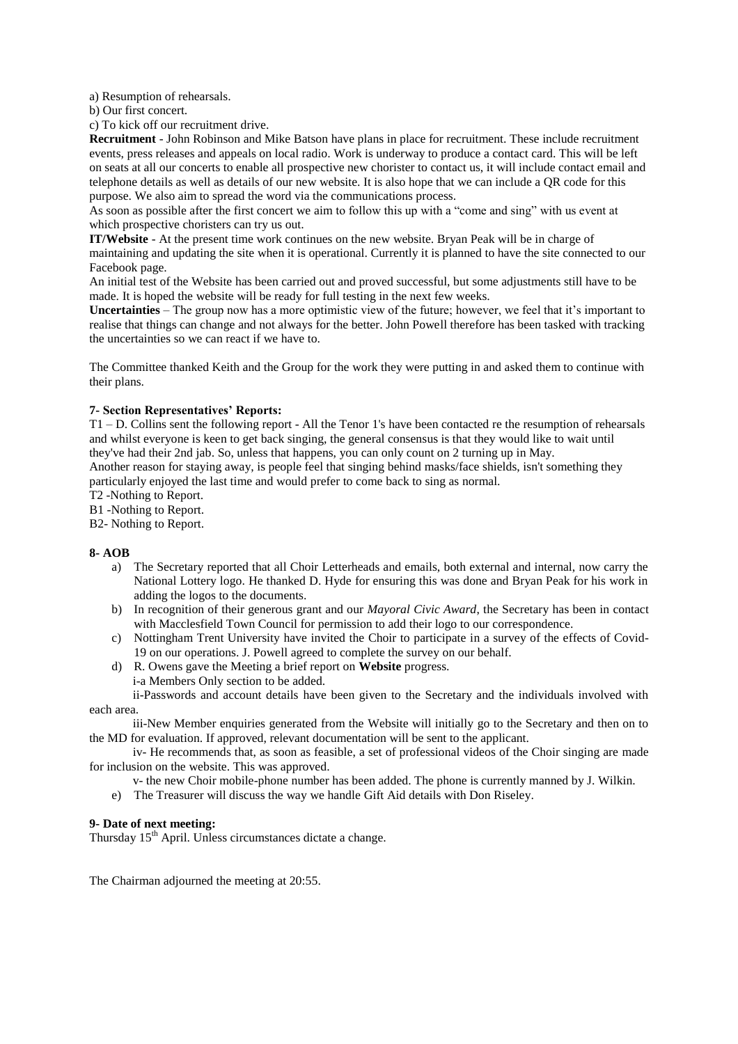a) Resumption of rehearsals.
b) Our first concert.
c) To kick off our recruitment drive.

**Recruitment** - John Robinson and Mike Batson have plans in place for recruitment. These include recruitment events, press releases and appeals on local radio. Work is underway to produce a contact card. This will be left on seats at all our concerts to enable all prospective new chorister to contact us, it will include contact email and telephone details as well as details of our new website. It is also hope that we can include a QR code for this purpose. We also aim to spread the word via the communications process.

As soon as possible after the first concert we aim to follow this up with a "come and sing" with us event at which prospective choristers can try us out.

**IT/Website** - At the present time work continues on the new website. Bryan Peak will be in charge of maintaining and updating the site when it is operational. Currently it is planned to have the site connected to our Facebook page.

An initial test of the Website has been carried out and proved successful, but some adjustments still have to be made. It is hoped the website will be ready for full testing in the next few weeks.

**Uncertainties** – The group now has a more optimistic view of the future; however, we feel that it's important to realise that things can change and not always for the better. John Powell therefore has been tasked with tracking the uncertainties so we can react if we have to.

The Committee thanked Keith and the Group for the work they were putting in and asked them to continue with their plans.

**7- Section Representatives' Reports:**

T1 – D. Collins sent the following report - All the Tenor 1's have been contacted re the resumption of rehearsals and whilst everyone is keen to get back singing, the general consensus is that they would like to wait until they've had their 2nd jab. So, unless that happens, you can only count on 2 turning up in May.

Another reason for staying away, is people feel that singing behind masks/face shields, isn't something they particularly enjoyed the last time and would prefer to come back to sing as normal.

T2 -Nothing to Report.

B1 -Nothing to Report.

B2- Nothing to Report.

**8- AOB**

a) The Secretary reported that all Choir Letterheads and emails, both external and internal, now carry the National Lottery logo. He thanked D. Hyde for ensuring this was done and Bryan Peak for his work in adding the logos to the documents.
b) In recognition of their generous grant and our *Mayoral Civic Award*, the Secretary has been in contact with Macclesfield Town Council for permission to add their logo to our correspondence.
c) Nottingham Trent University have invited the Choir to participate in a survey of the effects of Covid-19 on our operations. J. Powell agreed to complete the survey on our behalf.
d) R. Owens gave the Meeting a brief report on **Website** progress.
   i-a Members Only section to be added.
   ii-Passwords and account details have been given to the Secretary and the individuals involved with each area.
   iii-New Member enquiries generated from the Website will initially go to the Secretary and then on to the MD for evaluation. If approved, relevant documentation will be sent to the applicant.
   iv- He recommends that, as soon as feasible, a set of professional videos of the Choir singing are made for inclusion on the website. This was approved.
   v- the new Choir mobile-phone number has been added. The phone is currently manned by J. Wilkin.
e) The Treasurer will discuss the way we handle Gift Aid details with Don Riseley.

**9- Date of next meeting:**

Thursday 15th April. Unless circumstances dictate a change.

The Chairman adjourned the meeting at 20:55.